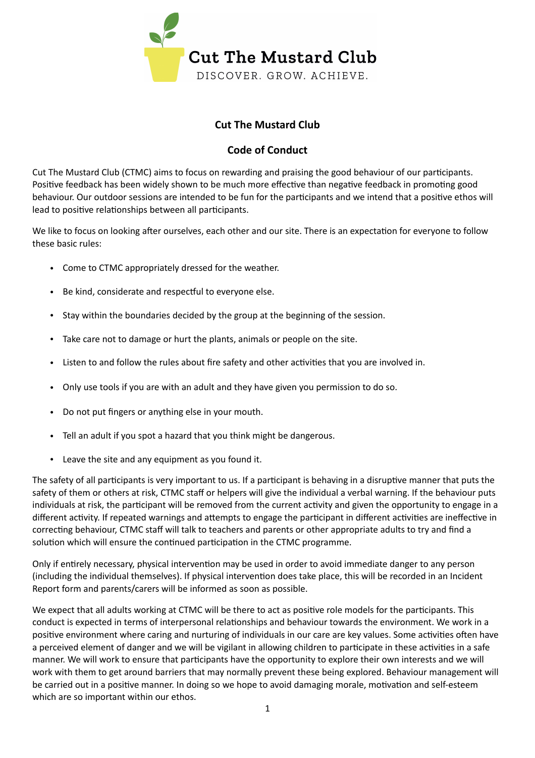Cut The Mustard Club

DISCOVER. GROW. ACHIEVE.

## Cut The Mustard Club

## Code of Conduct

Cut The Mustard Club (CTMC) aims to focus on rewarding and praising the good behaviour of our participants. Positive feedback has been widely shown to be much more effective than negative feedback in promoting good behaviour. Our outdoor sessions are intended to be fun for the participants and we intend that a positive ethos will lead to positive relationships between all participants.

We like to focus on looking after ourselves, each other and our site. There is an expectation for everyone to follow these basic rules:

- Come to CTMC appropriately dressed for the weather.
- Be kind, considerate and respectful to everyone else.
- Stay within the boundaries decided by the group at the beginning of the session.
- Take care not to damage or hurt the plants, animals or people on the site.
- Listen to and follow the rules about fire safety and other activities that you are involved in.
- Only use tools if you are with an adult and they have given you permission to do so.
- Do not put fingers or anything else in your mouth.
- Tell an adult if you spot a hazard that you think might be dangerous.
- Leave the site and any equipment as you found it.

The safety of all participants is very important to us. If a participant is behaving in a disruptive manner that puts the safety of them or others at risk, CTMC staff or helpers will give the individual a verbal warning. If the behaviour puts individuals at risk, the participant will be removed from the current activity and given the opportunity to engage in a different activity. If repeated warnings and attempts to engage the participant in different activities are ineffective in correcting behaviour, CTMC staff will talk to teachers and parents or other appropriate adults to try and find a solution which will ensure the continued participation in the CTMC programme.

Only if entirely necessary, physical intervention may be used in order to avoid immediate danger to any person (including the individual themselves). If physical intervention does take place, this will be recorded in an Incident Report form and parents/carers will be informed as soon as possible.

We expect that all adults working at CTMC will be there to act as positive role models for the participants. This conduct is expected in terms of interpersonal relationships and behaviour towards the environment. We work in a positive environment where caring and nurturing of individuals in our care are key values. Some activities often have a perceived element of danger and we will be vigilant in allowing children to participate in these activities in a safe manner. We will work to ensure that participants have the opportunity to explore their own interests and we will work with them to get around barriers that may normally prevent these being explored. Behaviour management will be carried out in a positive manner. In doing so we hope to avoid damaging morale, motivation and self-esteem which are so important within our ethos.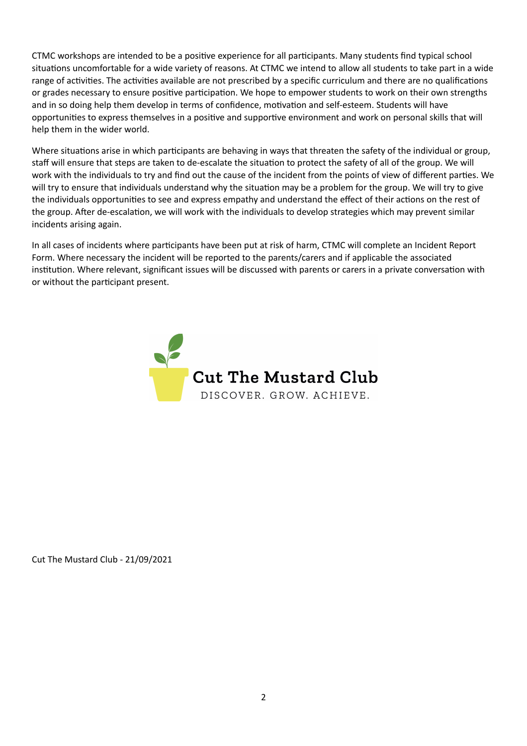CTMC workshops are intended to be a positive experience for all participants. Many students find typical school situations uncomfortable for a wide variety of reasons. At CTMC we intend to allow all students to take part in a wide range of activities. The activities available are not prescribed by a specific curriculum and there are no qualifications or grades necessary to ensure positive participation. We hope to empower students to work on their own strengths and in so doing help them develop in terms of confidence, motivation and self-esteem. Students will have opportunities to express themselves in a positive and supportive environment and work on personal skills that will help them in the wider world.

Where situations arise in which participants are behaving in ways that threaten the safety of the individual or group, staff will ensure that steps are taken to de-escalate the situation to protect the safety of all of the group. We will work with the individuals to try and find out the cause of the incident from the points of view of different parties. We will try to ensure that individuals understand why the situation may be a problem for the group. We will try to give the individuals opportunities to see and express empathy and understand the effect of their actions on the rest of the group. After de-escalation, we will work with the individuals to develop strategies which may prevent similar incidents arising again.

In all cases of incidents where participants have been put at risk of harm, CTMC will complete an Incident Report Form. Where necessary the incident will be reported to the parents/carers and if applicable the associated institution. Where relevant, significant issues will be discussed with parents or carers in a private conversation with or without the participant present.

**Cut The Mustard Club**

DISCOVER. GROW. ACHIEVE.

Cut The Mustard Club - 21/09/2021